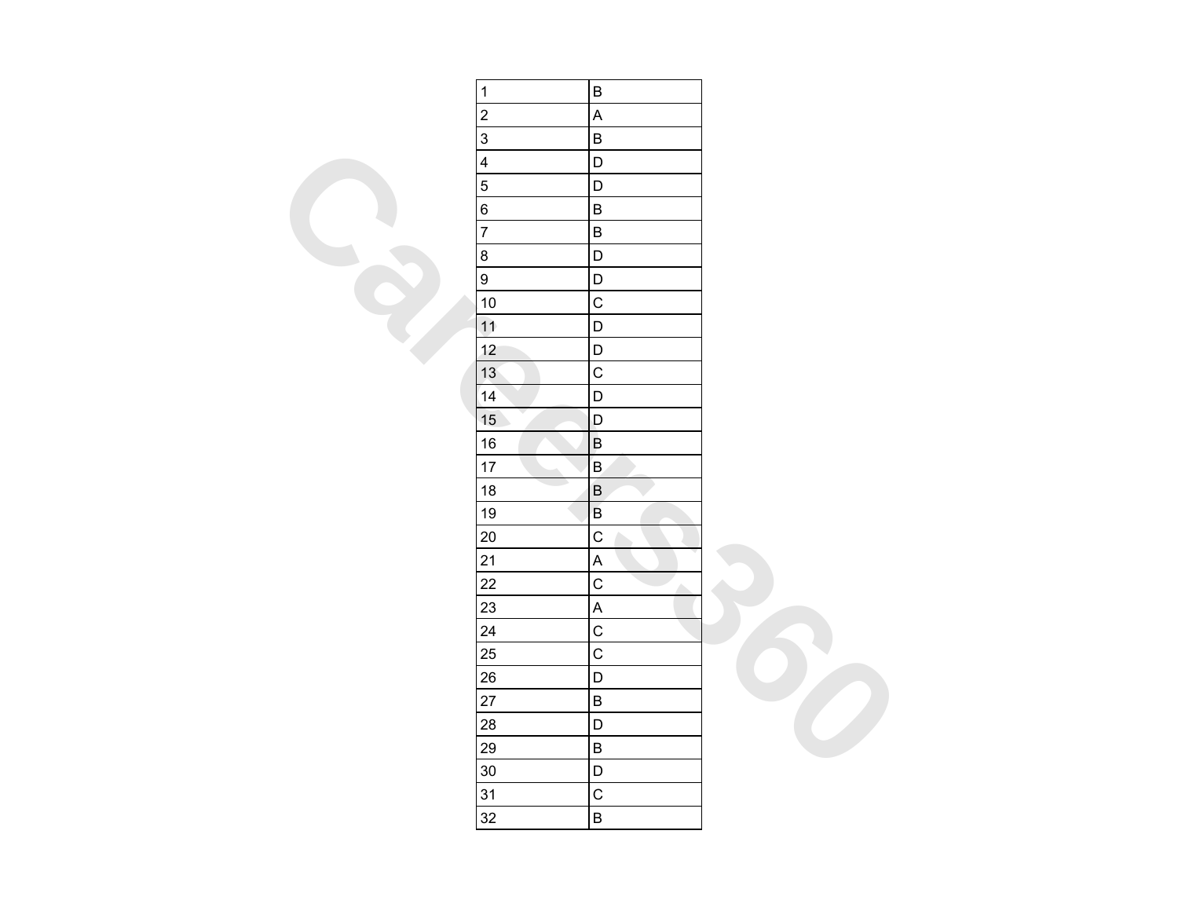| 1 | B |
|---|---|
| 2 | A |
| 3 | B |
| 4 | D |
| 5 | D |
| 6 | B |
| 7 | B |
| 8 | D |
| 9 | D |
| 10 | C |
| 11 | D |
| 12 | D |
| 13 | C |
| 14 | D |
| 15 | D |
| 16 | B |
| 17 | B |
| 18 | B |
| 19 | B |
| 20 | C |
| 21 | A |
| 22 | C |
| 23 | A |
| 24 | C |
| 25 | C |
| 26 | D |
| 27 | B |
| 28 | D |
| 29 | B |
| 30 | D |
| 31 | C |
| 32 | B |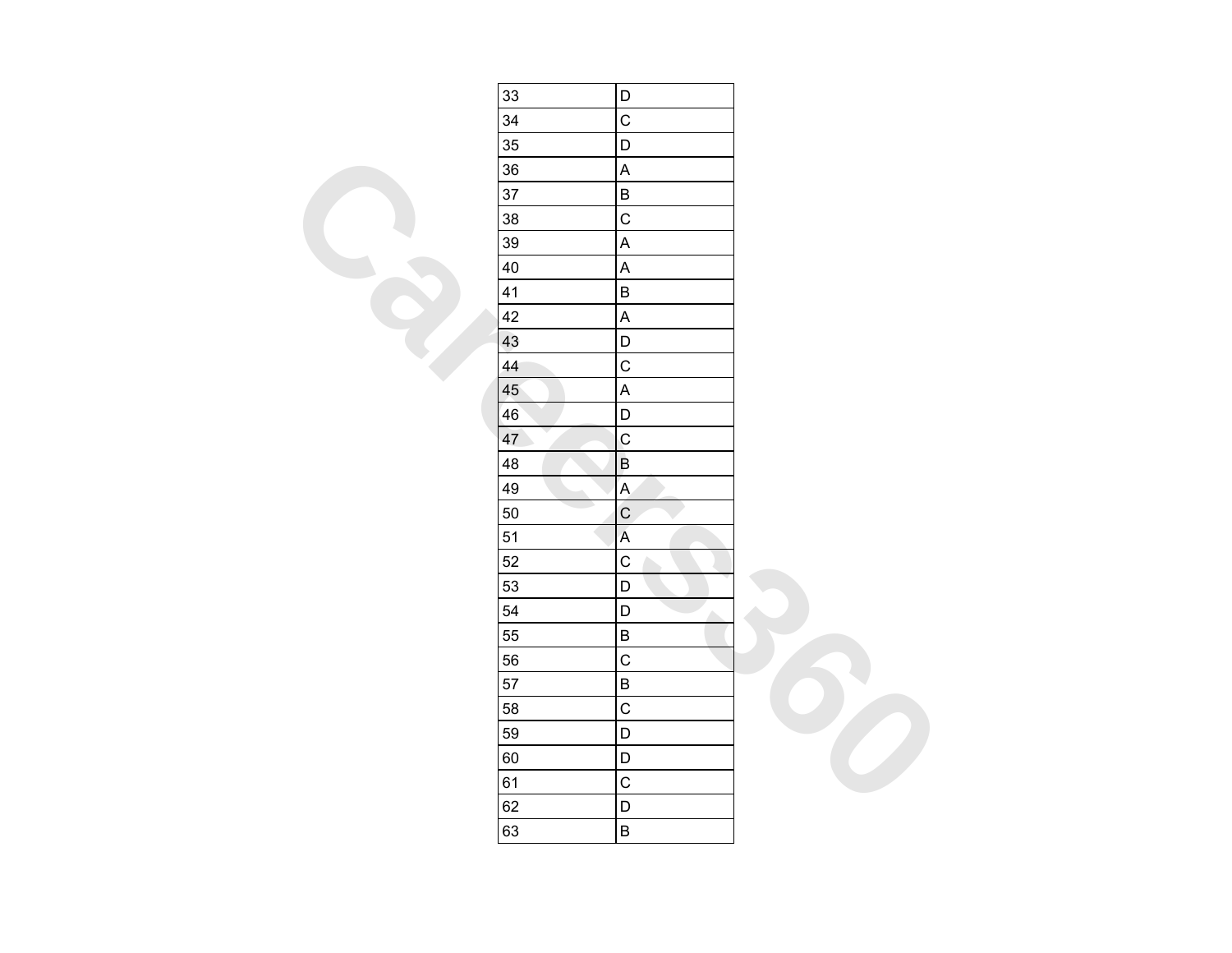| | |
|---|---|
| 33 | D |
| 34 | C |
| 35 | D |
| 36 | A |
| 37 | B |
| 38 | C |
| 39 | A |
| 40 | A |
| 41 | B |
| 42 | A |
| 43 | D |
| 44 | C |
| 45 | A |
| 46 | D |
| 47 | C |
| 48 | B |
| 49 | A |
| 50 | C |
| 51 | A |
| 52 | C |
| 53 | D |
| 54 | D |
| 55 | B |
| 56 | C |
| 57 | B |
| 58 | C |
| 59 | D |
| 60 | D |
| 61 | C |
| 62 | D |
| 63 | B |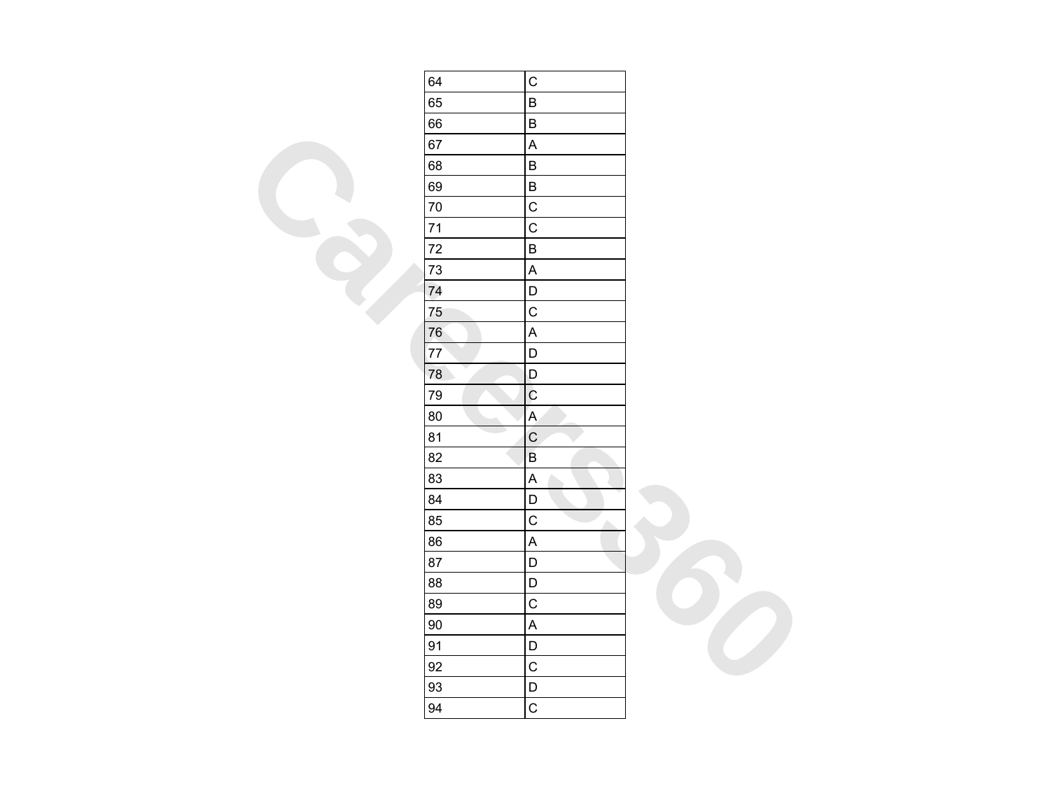| | |
|---|---|
| 64 | C |
| 65 | B |
| 66 | B |
| 67 | A |
| 68 | B |
| 69 | B |
| 70 | C |
| 71 | C |
| 72 | B |
| 73 | A |
| 74 | D |
| 75 | C |
| 76 | A |
| 77 | D |
| 78 | D |
| 79 | C |
| 80 | A |
| 81 | C |
| 82 | B |
| 83 | A |
| 84 | D |
| 85 | C |
| 86 | A |
| 87 | D |
| 88 | D |
| 89 | C |
| 90 | A |
| 91 | D |
| 92 | C |
| 93 | D |
| 94 | C |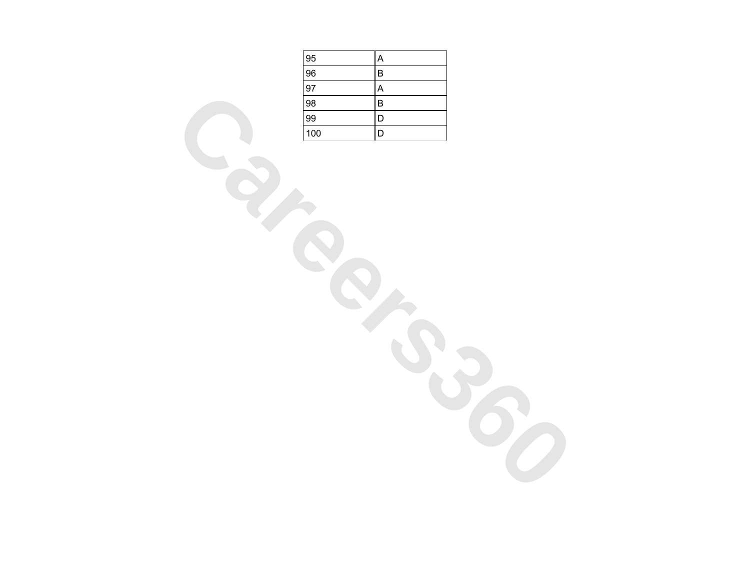| | |
|---|---|
| 95 | A |
| 96 | B |
| 97 | A |
| 98 | B |
| 99 | D |
| 100 | D |